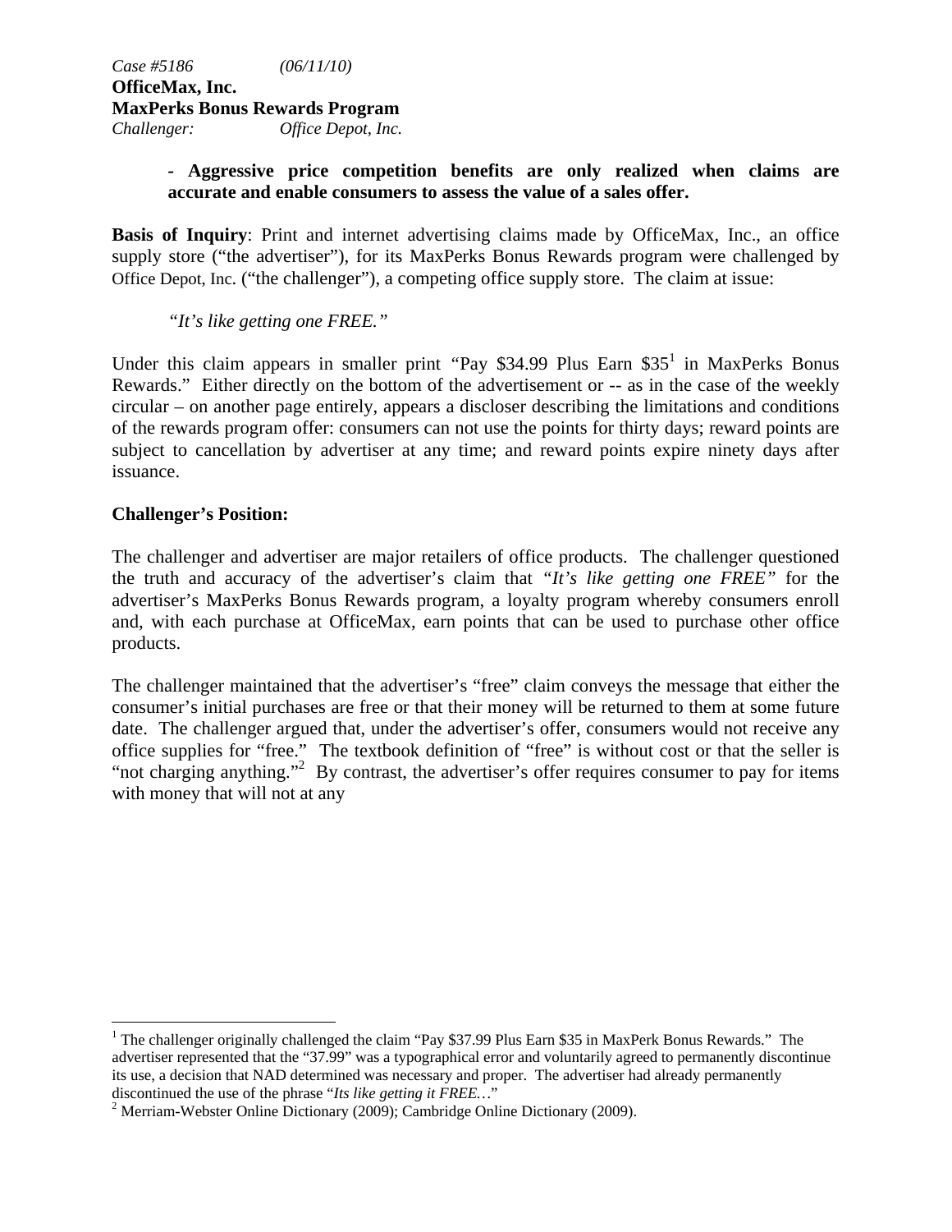*Case #5186* *(06/11/10)*
**OfficeMax, Inc.**
**MaxPerks Bonus Rewards Program**
*Challenger:* *Office Depot, Inc.*

> **- Aggressive price competition benefits are only realized when claims are accurate and enable consumers to assess the value of a sales offer.**

**Basis of Inquiry**: Print and internet advertising claims made by OfficeMax, Inc., an office supply store ("the advertiser"), for its MaxPerks Bonus Rewards program were challenged by Office Depot, Inc. ("the challenger"), a competing office supply store. The claim at issue:

> *"It's like getting one FREE."*

Under this claim appears in smaller print "Pay $34.99 Plus Earn $35[1] in MaxPerks Bonus Rewards." Either directly on the bottom of the advertisement or -- as in the case of the weekly circular – on another page entirely, appears a discloser describing the limitations and conditions of the rewards program offer: consumers can not use the points for thirty days; reward points are subject to cancellation by advertiser at any time; and reward points expire ninety days after issuance.

**Challenger's Position:**

The challenger and advertiser are major retailers of office products. The challenger questioned the truth and accuracy of the advertiser's claim that *"It's like getting one FREE"* for the advertiser's MaxPerks Bonus Rewards program, a loyalty program whereby consumers enroll and, with each purchase at OfficeMax, earn points that can be used to purchase other office products.

The challenger maintained that the advertiser's "free" claim conveys the message that either the consumer's initial purchases are free or that their money will be returned to them at some future date. The challenger argued that, under the advertiser's offer, consumers would not receive any office supplies for "free." The textbook definition of "free" is without cost or that the seller is "not charging anything."[2] By contrast, the advertiser's offer requires consumer to pay for items with money that will not at any

---

[1] The challenger originally challenged the claim "Pay $37.99 Plus Earn $35 in MaxPerk Bonus Rewards." The advertiser represented that the "37.99" was a typographical error and voluntarily agreed to permanently discontinue its use, a decision that NAD determined was necessary and proper. The advertiser had already permanently discontinued the use of the phrase "*Its like getting it FREE…*"

[2] Merriam-Webster Online Dictionary (2009); Cambridge Online Dictionary (2009).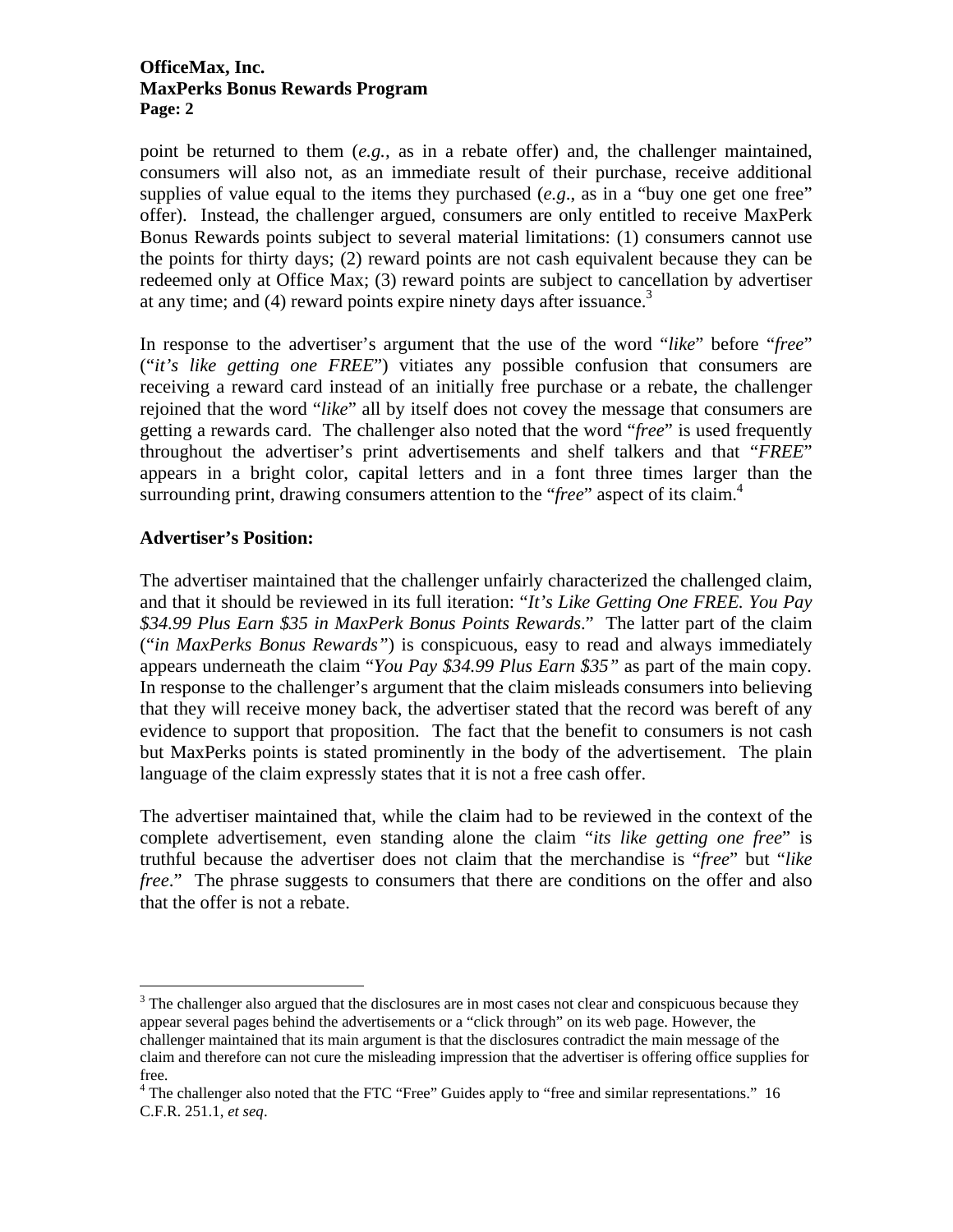point be returned to them (*e.g.,* as in a rebate offer) and, the challenger maintained, consumers will also not, as an immediate result of their purchase, receive additional supplies of value equal to the items they purchased (*e.g*., as in a "buy one get one free" offer). Instead, the challenger argued, consumers are only entitled to receive MaxPerk Bonus Rewards points subject to several material limitations: (1) consumers cannot use the points for thirty days; (2) reward points are not cash equivalent because they can be redeemed only at Office Max; (3) reward points are subject to cancellation by advertiser at any time; and (4) reward points expire ninety days after issuance.[3]

In response to the advertiser's argument that the use of the word "*like*" before "*free*" ("*it's like getting one FREE*") vitiates any possible confusion that consumers are receiving a reward card instead of an initially free purchase or a rebate, the challenger rejoined that the word "*like*" all by itself does not covey the message that consumers are getting a rewards card. The challenger also noted that the word "*free*" is used frequently throughout the advertiser's print advertisements and shelf talkers and that "*FREE*" appears in a bright color, capital letters and in a font three times larger than the surrounding print, drawing consumers attention to the "*free*" aspect of its claim.[4]

**Advertiser's Position:**

The advertiser maintained that the challenger unfairly characterized the challenged claim, and that it should be reviewed in its full iteration: "*It's Like Getting One FREE. You Pay $34.99 Plus Earn $35 in MaxPerk Bonus Points Rewards*." The latter part of the claim ("*in MaxPerks Bonus Rewards"*) is conspicuous, easy to read and always immediately appears underneath the claim "*You Pay $34.99 Plus Earn $35"* as part of the main copy. In response to the challenger's argument that the claim misleads consumers into believing that they will receive money back, the advertiser stated that the record was bereft of any evidence to support that proposition. The fact that the benefit to consumers is not cash but MaxPerks points is stated prominently in the body of the advertisement. The plain language of the claim expressly states that it is not a free cash offer.

The advertiser maintained that, while the claim had to be reviewed in the context of the complete advertisement, even standing alone the claim "*its like getting one free*" is truthful because the advertiser does not claim that the merchandise is "*free*" but "*like free*." The phrase suggests to consumers that there are conditions on the offer and also that the offer is not a rebate.

---

[3] The challenger also argued that the disclosures are in most cases not clear and conspicuous because they appear several pages behind the advertisements or a "click through" on its web page. However, the challenger maintained that its main argument is that the disclosures contradict the main message of the claim and therefore can not cure the misleading impression that the advertiser is offering office supplies for free.

[4] The challenger also noted that the FTC "Free" Guides apply to "free and similar representations." 16 C.F.R. 251.1, *et seq*.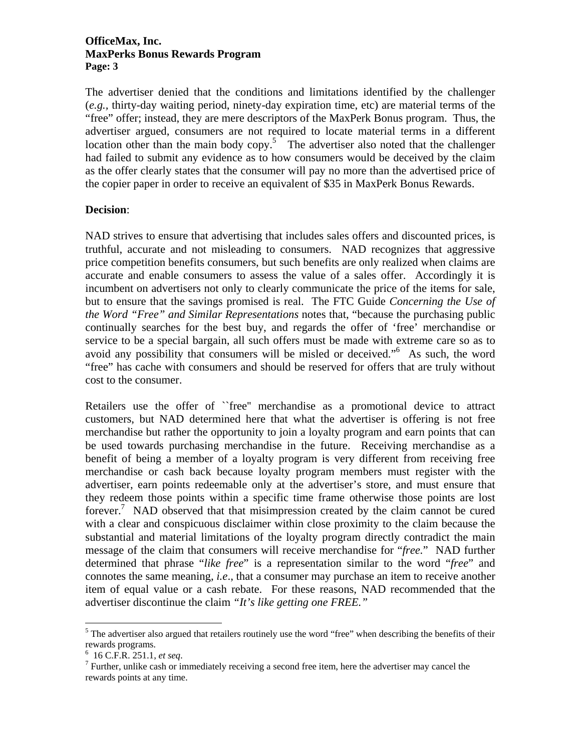The advertiser denied that the conditions and limitations identified by the challenger (*e.g.,* thirty-day waiting period, ninety-day expiration time, etc) are material terms of the "free" offer; instead, they are mere descriptors of the MaxPerk Bonus program. Thus, the advertiser argued, consumers are not required to locate material terms in a different location other than the main body copy.[5] The advertiser also noted that the challenger had failed to submit any evidence as to how consumers would be deceived by the claim as the offer clearly states that the consumer will pay no more than the advertised price of the copier paper in order to receive an equivalent of $35 in MaxPerk Bonus Rewards.

**Decision**:

NAD strives to ensure that advertising that includes sales offers and discounted prices, is truthful, accurate and not misleading to consumers. NAD recognizes that aggressive price competition benefits consumers, but such benefits are only realized when claims are accurate and enable consumers to assess the value of a sales offer. Accordingly it is incumbent on advertisers not only to clearly communicate the price of the items for sale, but to ensure that the savings promised is real. The FTC Guide *Concerning the Use of the Word "Free" and Similar Representations* notes that, "because the purchasing public continually searches for the best buy, and regards the offer of 'free' merchandise or service to be a special bargain, all such offers must be made with extreme care so as to avoid any possibility that consumers will be misled or deceived."[6] As such, the word "free" has cache with consumers and should be reserved for offers that are truly without cost to the consumer.

Retailers use the offer of ``free'' merchandise as a promotional device to attract customers, but NAD determined here that what the advertiser is offering is not free merchandise but rather the opportunity to join a loyalty program and earn points that can be used towards purchasing merchandise in the future. Receiving merchandise as a benefit of being a member of a loyalty program is very different from receiving free merchandise or cash back because loyalty program members must register with the advertiser, earn points redeemable only at the advertiser's store, and must ensure that they redeem those points within a specific time frame otherwise those points are lost forever.[7] NAD observed that that misimpression created by the claim cannot be cured with a clear and conspicuous disclaimer within close proximity to the claim because the substantial and material limitations of the loyalty program directly contradict the main message of the claim that consumers will receive merchandise for "*free*." NAD further determined that phrase "*like free*" is a representation similar to the word "*free*" and connotes the same meaning, *i.e*., that a consumer may purchase an item to receive another item of equal value or a cash rebate. For these reasons, NAD recommended that the advertiser discontinue the claim *"It's like getting one FREE."*

---

[5] The advertiser also argued that retailers routinely use the word "free" when describing the benefits of their rewards programs.

[6] 16 C.F.R. 251.1, *et seq.*

[7] Further, unlike cash or immediately receiving a second free item, here the advertiser may cancel the rewards points at any time.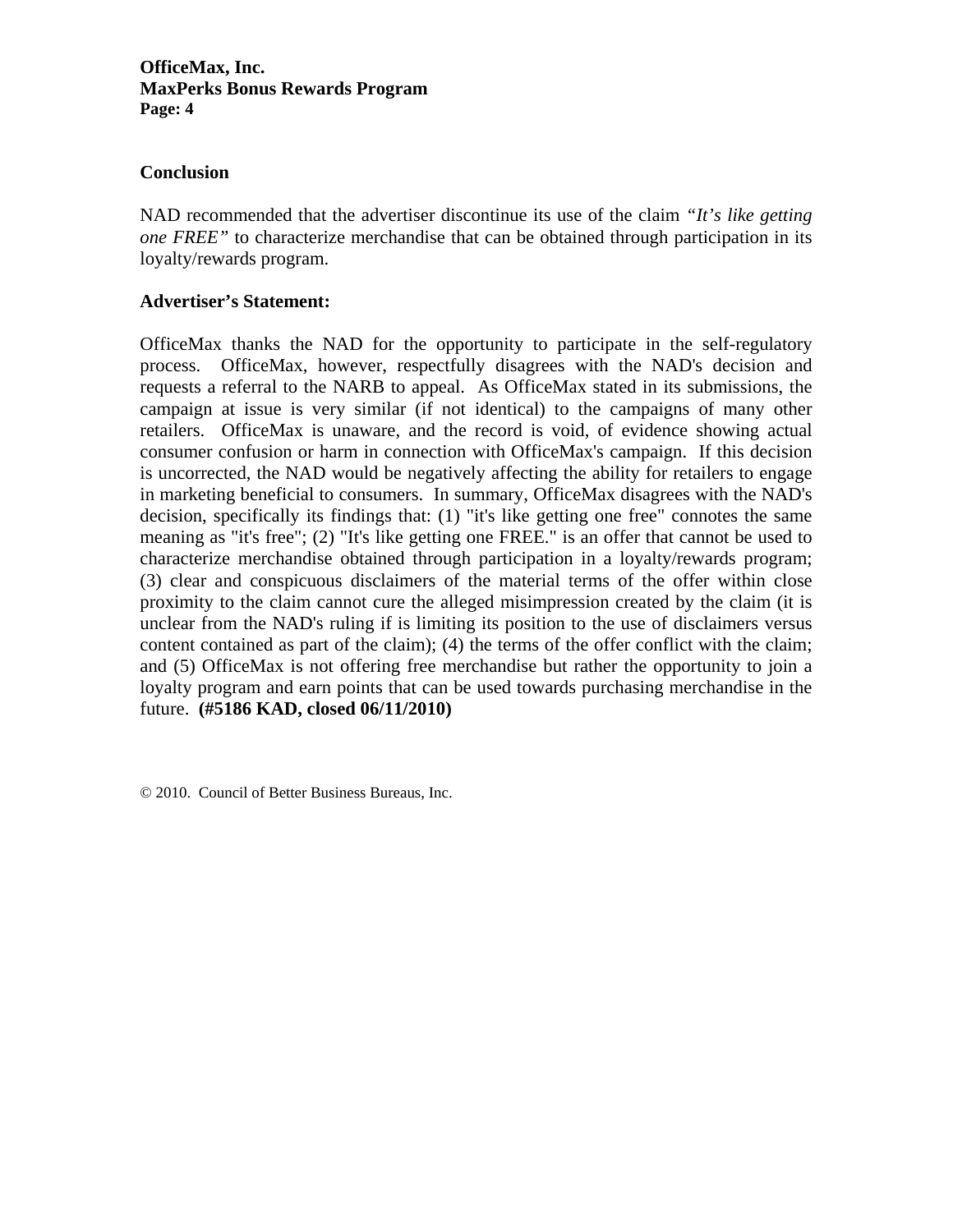**Conclusion**

NAD recommended that the advertiser discontinue its use of the claim *"It's like getting one FREE"* to characterize merchandise that can be obtained through participation in its loyalty/rewards program.

**Advertiser's Statement:**

OfficeMax thanks the NAD for the opportunity to participate in the self-regulatory process. OfficeMax, however, respectfully disagrees with the NAD's decision and requests a referral to the NARB to appeal. As OfficeMax stated in its submissions, the campaign at issue is very similar (if not identical) to the campaigns of many other retailers. OfficeMax is unaware, and the record is void, of evidence showing actual consumer confusion or harm in connection with OfficeMax's campaign. If this decision is uncorrected, the NAD would be negatively affecting the ability for retailers to engage in marketing beneficial to consumers. In summary, OfficeMax disagrees with the NAD's decision, specifically its findings that: (1) "it's like getting one free" connotes the same meaning as "it's free"; (2) "It's like getting one FREE." is an offer that cannot be used to characterize merchandise obtained through participation in a loyalty/rewards program; (3) clear and conspicuous disclaimers of the material terms of the offer within close proximity to the claim cannot cure the alleged misimpression created by the claim (it is unclear from the NAD's ruling if is limiting its position to the use of disclaimers versus content contained as part of the claim); (4) the terms of the offer conflict with the claim; and (5) OfficeMax is not offering free merchandise but rather the opportunity to join a loyalty program and earn points that can be used towards purchasing merchandise in the future. **(#5186 KAD, closed 06/11/2010)**

© 2010. Council of Better Business Bureaus, Inc.